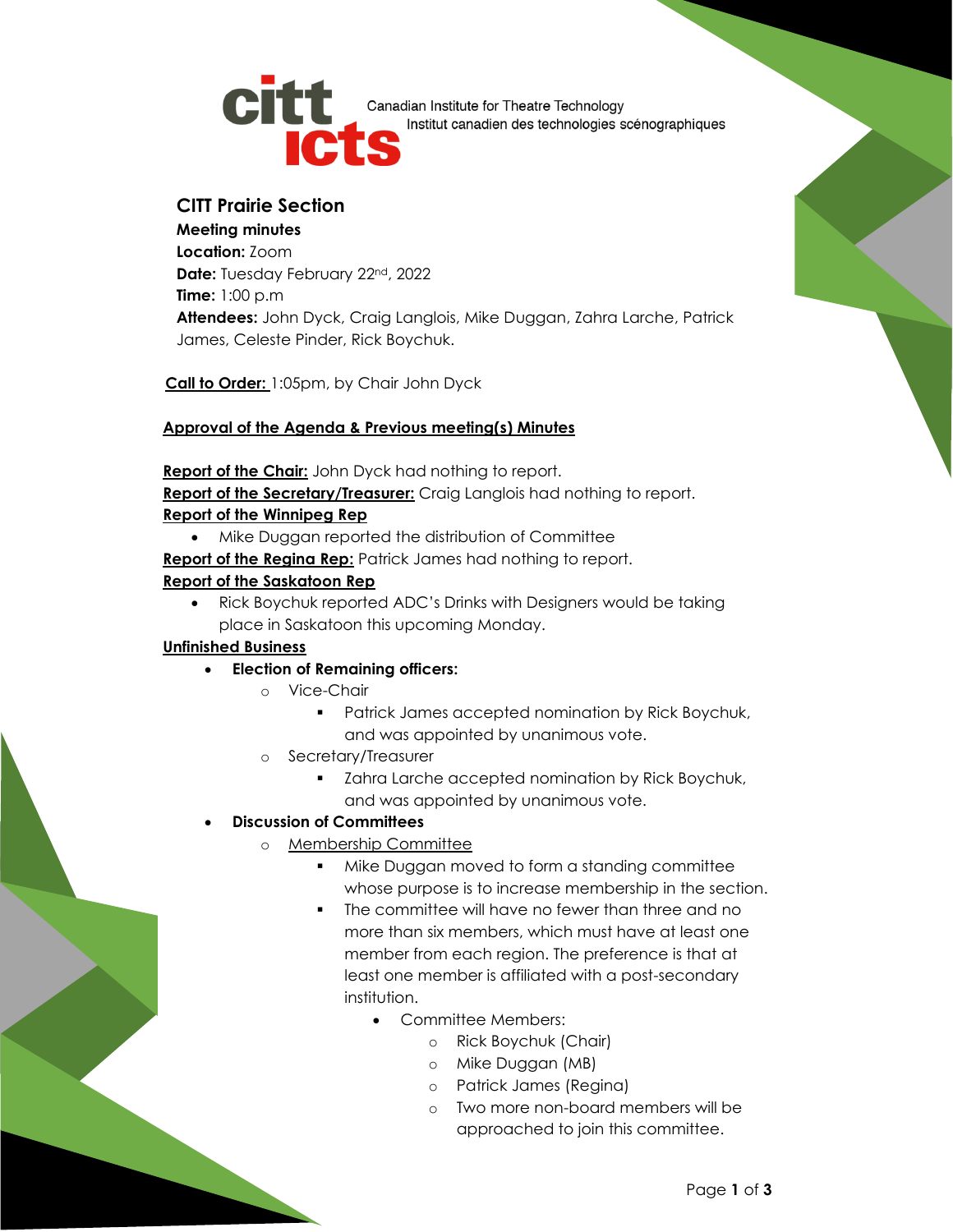citt icts — Canadian Institute for Theatre Technology / Institut canadien des technologies scénographiques

## CITT Prairie Section

**Meeting minutes**
**Location:** Zoom
**Date:** Tuesday February 22nd, 2022
**Time:** 1:00 p.m
**Attendees:** John Dyck, Craig Langlois, Mike Duggan, Zahra Larche, Patrick James, Celeste Pinder, Rick Boychuk.

**Call to Order:** 1:05pm, by Chair John Dyck

**Approval of the Agenda & Previous meeting(s) Minutes**

**Report of the Chair:** John Dyck had nothing to report.
**Report of the Secretary/Treasurer:** Craig Langlois had nothing to report.
**Report of the Winnipeg Rep**

- Mike Duggan reported the distribution of Committee

**Report of the Regina Rep:** Patrick James had nothing to report.
**Report of the Saskatoon Rep**

- Rick Boychuk reported ADC's Drinks with Designers would be taking place in Saskatoon this upcoming Monday.

**Unfinished Business**

- **Election of Remaining officers:**
  - Vice-Chair
    - Patrick James accepted nomination by Rick Boychuk, and was appointed by unanimous vote.
  - Secretary/Treasurer
    - Zahra Larche accepted nomination by Rick Boychuk, and was appointed by unanimous vote.
- **Discussion of Committees**
  - Membership Committee
    - Mike Duggan moved to form a standing committee whose purpose is to increase membership in the section.
    - The committee will have no fewer than three and no more than six members, which must have at least one member from each region. The preference is that at least one member is affiliated with a post-secondary institution.
      - Committee Members:
        - Rick Boychuk (Chair)
        - Mike Duggan (MB)
        - Patrick James (Regina)
        - Two more non-board members will be approached to join this committee.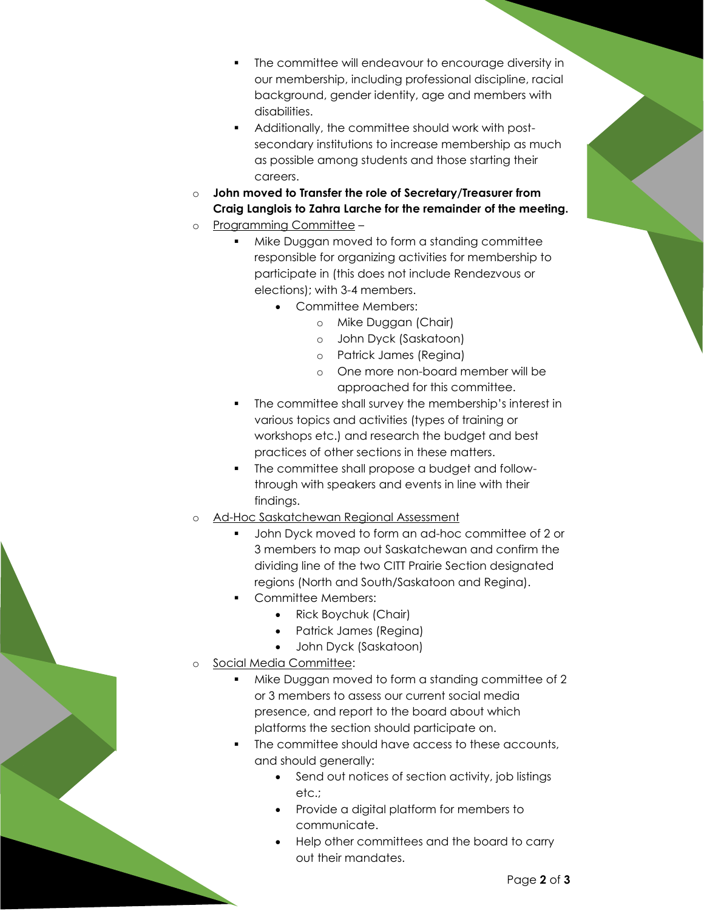- The committee will endeavour to encourage diversity in our membership, including professional discipline, racial background, gender identity, age and members with disabilities.
    - Additionally, the committee should work with post-secondary institutions to increase membership as much as possible among students and those starting their careers.
- **John moved to Transfer the role of Secretary/Treasurer from Craig Langlois to Zahra Larche for the remainder of the meeting.**
- Programming Committee –
    - Mike Duggan moved to form a standing committee responsible for organizing activities for membership to participate in (this does not include Rendezvous or elections); with 3-4 members.
        - Committee Members:
            - Mike Duggan (Chair)
            - John Dyck (Saskatoon)
            - Patrick James (Regina)
            - One more non-board member will be approached for this committee.
    - The committee shall survey the membership's interest in various topics and activities (types of training or workshops etc.) and research the budget and best practices of other sections in these matters.
    - The committee shall propose a budget and follow-through with speakers and events in line with their findings.
- Ad-Hoc Saskatchewan Regional Assessment
    - John Dyck moved to form an ad-hoc committee of 2 or 3 members to map out Saskatchewan and confirm the dividing line of the two CITT Prairie Section designated regions (North and South/Saskatoon and Regina).
    - Committee Members:
        - Rick Boychuk (Chair)
        - Patrick James (Regina)
        - John Dyck (Saskatoon)
- Social Media Committee:
    - Mike Duggan moved to form a standing committee of 2 or 3 members to assess our current social media presence, and report to the board about which platforms the section should participate on.
    - The committee should have access to these accounts, and should generally:
        - Send out notices of section activity, job listings etc.;
        - Provide a digital platform for members to communicate.
        - Help other committees and the board to carry out their mandates.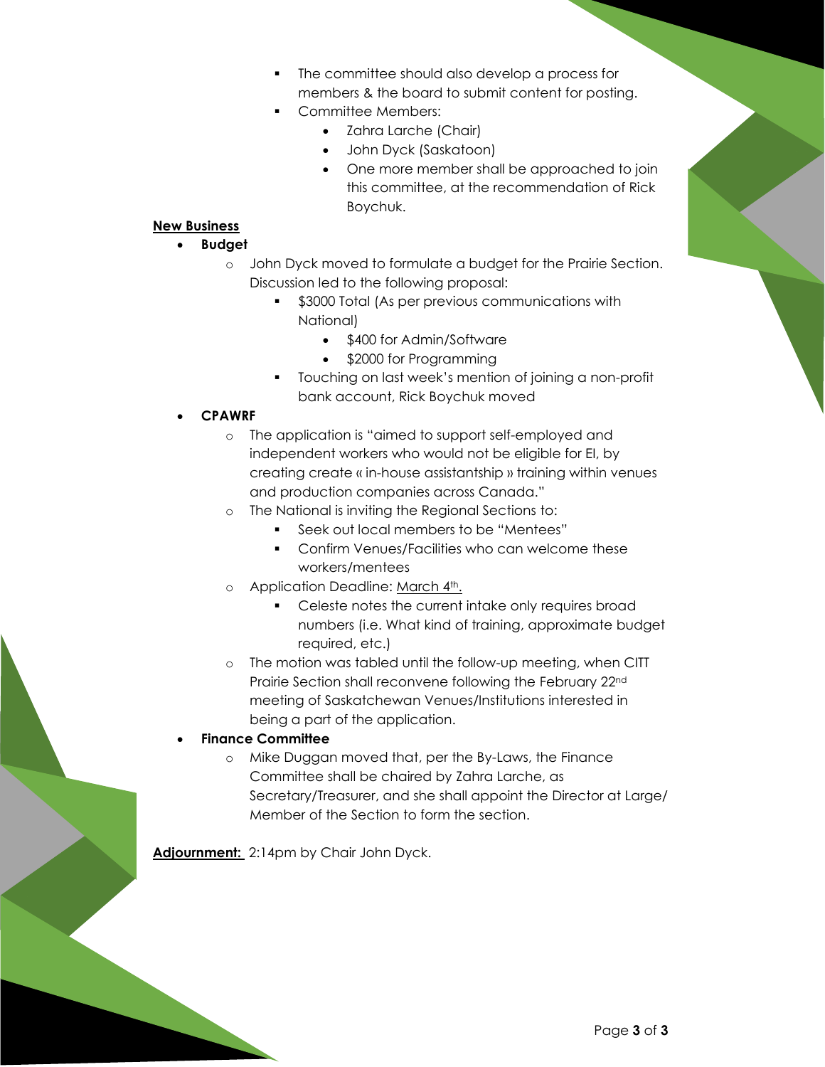- The committee should also develop a process for members & the board to submit content for posting.
        - Committee Members:
            - Zahra Larche (Chair)
            - John Dyck (Saskatoon)
            - One more member shall be approached to join this committee, at the recommendation of Rick Boychuk.

**New Business**

- **Budget**
    - John Dyck moved to formulate a budget for the Prairie Section. Discussion led to the following proposal:
        - $3000 Total (As per previous communications with National)
            - $400 for Admin/Software
            - $2000 for Programming
        - Touching on last week's mention of joining a non-profit bank account, Rick Boychuk moved
- **CPAWRF**
    - The application is "aimed to support self-employed and independent workers who would not be eligible for EI, by creating create « in-house assistantship » training within venues and production companies across Canada."
    - The National is inviting the Regional Sections to:
        - Seek out local members to be "Mentees"
        - Confirm Venues/Facilities who can welcome these workers/mentees
    - Application Deadline: March 4th.
        - Celeste notes the current intake only requires broad numbers (i.e. What kind of training, approximate budget required, etc.)
    - The motion was tabled until the follow-up meeting, when CITT Prairie Section shall reconvene following the February 22nd meeting of Saskatchewan Venues/Institutions interested in being a part of the application.
- **Finance Committee**
    - Mike Duggan moved that, per the By-Laws, the Finance Committee shall be chaired by Zahra Larche, as Secretary/Treasurer, and she shall appoint the Director at Large/ Member of the Section to form the section.

**Adjournment:** 2:14pm by Chair John Dyck.